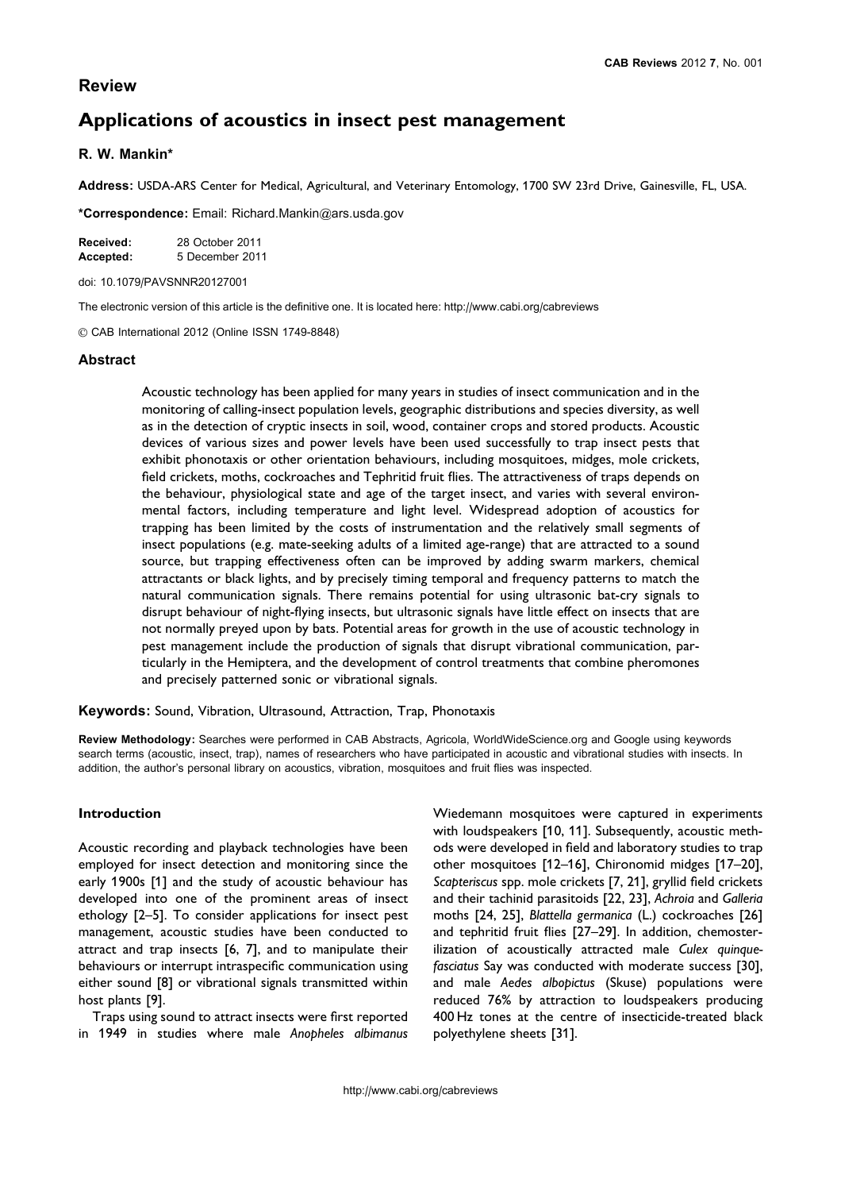## Review

# Applications of acoustics in insect pest management

**R. W. Mankin***

**Address:** USDA-ARS Center for Medical, Agricultural, and Veterinary Entomology, 1700 SW 23rd Drive, Gainesville, FL, USA.

***Correspondence:** Email: Richard.Mankin@ars.usda.gov

**Received:** 28 October 2011
**Accepted:** 5 December 2011

doi: 10.1079/PAVSNNR20127001

The electronic version of this article is the definitive one. It is located here: http://www.cabi.org/cabreviews

© CAB International 2012 (Online ISSN 1749-8848)

### Abstract

Acoustic technology has been applied for many years in studies of insect communication and in the monitoring of calling-insect population levels, geographic distributions and species diversity, as well as in the detection of cryptic insects in soil, wood, container crops and stored products. Acoustic devices of various sizes and power levels have been used successfully to trap insect pests that exhibit phonotaxis or other orientation behaviours, including mosquitoes, midges, mole crickets, field crickets, moths, cockroaches and Tephritid fruit flies. The attractiveness of traps depends on the behaviour, physiological state and age of the target insect, and varies with several environmental factors, including temperature and light level. Widespread adoption of acoustics for trapping has been limited by the costs of instrumentation and the relatively small segments of insect populations (e.g. mate-seeking adults of a limited age-range) that are attracted to a sound source, but trapping effectiveness often can be improved by adding swarm markers, chemical attractants or black lights, and by precisely timing temporal and frequency patterns to match the natural communication signals. There remains potential for using ultrasonic bat-cry signals to disrupt behaviour of night-flying insects, but ultrasonic signals have little effect on insects that are not normally preyed upon by bats. Potential areas for growth in the use of acoustic technology in pest management include the production of signals that disrupt vibrational communication, particularly in the Hemiptera, and the development of control treatments that combine pheromones and precisely patterned sonic or vibrational signals.

**Keywords:** Sound, Vibration, Ultrasound, Attraction, Trap, Phonotaxis

**Review Methodology:** Searches were performed in CAB Abstracts, Agricola, WorldWideScience.org and Google using keywords search terms (acoustic, insect, trap), names of researchers who have participated in acoustic and vibrational studies with insects. In addition, the author's personal library on acoustics, vibration, mosquitoes and fruit flies was inspected.

### Introduction

Acoustic recording and playback technologies have been employed for insect detection and monitoring since the early 1900s [1] and the study of acoustic behaviour has developed into one of the prominent areas of insect ethology [2–5]. To consider applications for insect pest management, acoustic studies have been conducted to attract and trap insects [6, 7], and to manipulate their behaviours or interrupt intraspecific communication using either sound [8] or vibrational signals transmitted within host plants [9].

Traps using sound to attract insects were first reported in 1949 in studies where male *Anopheles albimanus* Wiedemann mosquitoes were captured in experiments with loudspeakers [10, 11]. Subsequently, acoustic methods were developed in field and laboratory studies to trap other mosquitoes [12–16], Chironomid midges [17–20], *Scapteriscus* spp. mole crickets [7, 21], gryllid field crickets and their tachinid parasitoids [22, 23], *Achroia* and *Galleria* moths [24, 25], *Blattella germanica* (L.) cockroaches [26] and tephritid fruit flies [27–29]. In addition, chemosterilization of acoustically attracted male *Culex quinquefasciatus* Say was conducted with moderate success [30], and male *Aedes albopictus* (Skuse) populations were reduced 76% by attraction to loudspeakers producing 400 Hz tones at the centre of insecticide-treated black polyethylene sheets [31].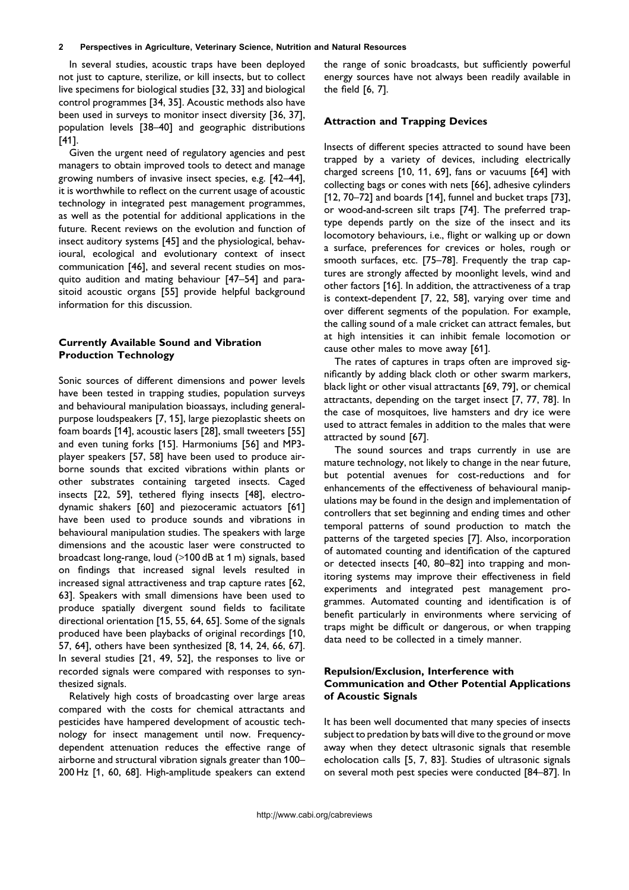In several studies, acoustic traps have been deployed not just to capture, sterilize, or kill insects, but to collect live specimens for biological studies [32, 33] and biological control programmes [34, 35]. Acoustic methods also have been used in surveys to monitor insect diversity [36, 37], population levels [38–40] and geographic distributions [41].

Given the urgent need of regulatory agencies and pest managers to obtain improved tools to detect and manage growing numbers of invasive insect species, e.g. [42–44], it is worthwhile to reflect on the current usage of acoustic technology in integrated pest management programmes, as well as the potential for additional applications in the future. Recent reviews on the evolution and function of insect auditory systems [45] and the physiological, behavioural, ecological and evolutionary context of insect communication [46], and several recent studies on mosquito audition and mating behaviour [47–54] and parasitoid acoustic organs [55] provide helpful background information for this discussion.

## Currently Available Sound and Vibration Production Technology

Sonic sources of different dimensions and power levels have been tested in trapping studies, population surveys and behavioural manipulation bioassays, including general-purpose loudspeakers [7, 15], large piezoplastic sheets on foam boards [14], acoustic lasers [28], small tweeters [55] and even tuning forks [15]. Harmoniums [56] and MP3-player speakers [57, 58] have been used to produce airborne sounds that excited vibrations within plants or other substrates containing targeted insects. Caged insects [22, 59], tethered flying insects [48], electrodynamic shakers [60] and piezoceramic actuators [61] have been used to produce sounds and vibrations in behavioural manipulation studies. The speakers with large dimensions and the acoustic laser were constructed to broadcast long-range, loud (>100 dB at 1 m) signals, based on findings that increased signal levels resulted in increased signal attractiveness and trap capture rates [62, 63]. Speakers with small dimensions have been used to produce spatially divergent sound fields to facilitate directional orientation [15, 55, 64, 65]. Some of the signals produced have been playbacks of original recordings [10, 57, 64], others have been synthesized [8, 14, 24, 66, 67]. In several studies [21, 49, 52], the responses to live or recorded signals were compared with responses to synthesized signals.

Relatively high costs of broadcasting over large areas compared with the costs for chemical attractants and pesticides have hampered development of acoustic technology for insect management until now. Frequency-dependent attenuation reduces the effective range of airborne and structural vibration signals greater than 100–200 Hz [1, 60, 68]. High-amplitude speakers can extend the range of sonic broadcasts, but sufficiently powerful energy sources have not always been readily available in the field [6, 7].

## Attraction and Trapping Devices

Insects of different species attracted to sound have been trapped by a variety of devices, including electrically charged screens [10, 11, 69], fans or vacuums [64] with collecting bags or cones with nets [66], adhesive cylinders [12, 70–72] and boards [14], funnel and bucket traps [73], or wood-and-screen silt traps [74]. The preferred trap-type depends partly on the size of the insect and its locomotory behaviours, i.e., flight or walking up or down a surface, preferences for crevices or holes, rough or smooth surfaces, etc. [75–78]. Frequently the trap captures are strongly affected by moonlight levels, wind and other factors [16]. In addition, the attractiveness of a trap is context-dependent [7, 22, 58], varying over time and over different segments of the population. For example, the calling sound of a male cricket can attract females, but at high intensities it can inhibit female locomotion or cause other males to move away [61].

The rates of captures in traps often are improved significantly by adding black cloth or other swarm markers, black light or other visual attractants [69, 79], or chemical attractants, depending on the target insect [7, 77, 78]. In the case of mosquitoes, live hamsters and dry ice were used to attract females in addition to the males that were attracted by sound [67].

The sound sources and traps currently in use are mature technology, not likely to change in the near future, but potential avenues for cost-reductions and for enhancements of the effectiveness of behavioural manipulations may be found in the design and implementation of controllers that set beginning and ending times and other temporal patterns of sound production to match the patterns of the targeted species [7]. Also, incorporation of automated counting and identification of the captured or detected insects [40, 80–82] into trapping and monitoring systems may improve their effectiveness in field experiments and integrated pest management programmes. Automated counting and identification is of benefit particularly in environments where servicing of traps might be difficult or dangerous, or when trapping data need to be collected in a timely manner.

## Repulsion/Exclusion, Interference with Communication and Other Potential Applications of Acoustic Signals

It has been well documented that many species of insects subject to predation by bats will dive to the ground or move away when they detect ultrasonic signals that resemble echolocation calls [5, 7, 83]. Studies of ultrasonic signals on several moth pest species were conducted [84–87]. In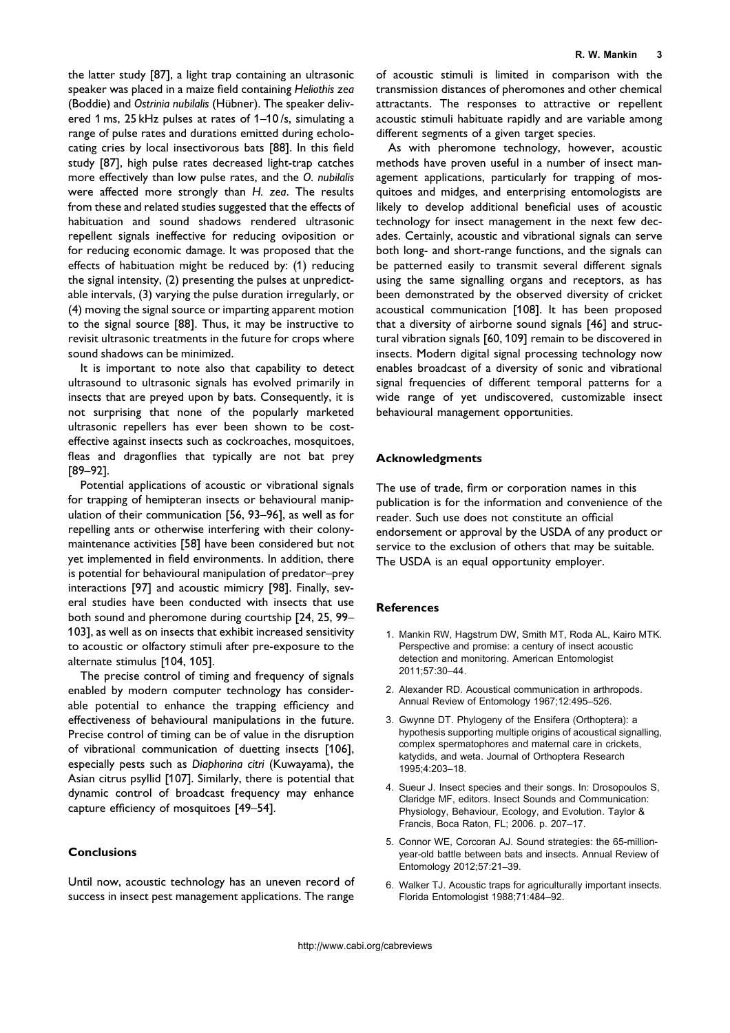the latter study [87], a light trap containing an ultrasonic speaker was placed in a maize field containing *Heliothis zea* (Boddie) and *Ostrinia nubilalis* (Hübner). The speaker delivered 1 ms, 25 kHz pulses at rates of 1–10 /s, simulating a range of pulse rates and durations emitted during echolocating cries by local insectivorous bats [88]. In this field study [87], high pulse rates decreased light-trap catches more effectively than low pulse rates, and the *O. nubilalis* were affected more strongly than *H. zea*. The results from these and related studies suggested that the effects of habituation and sound shadows rendered ultrasonic repellent signals ineffective for reducing oviposition or for reducing economic damage. It was proposed that the effects of habituation might be reduced by: (1) reducing the signal intensity, (2) presenting the pulses at unpredictable intervals, (3) varying the pulse duration irregularly, or (4) moving the signal source or imparting apparent motion to the signal source [88]. Thus, it may be instructive to revisit ultrasonic treatments in the future for crops where sound shadows can be minimized.

It is important to note also that capability to detect ultrasound to ultrasonic signals has evolved primarily in insects that are preyed upon by bats. Consequently, it is not surprising that none of the popularly marketed ultrasonic repellers has ever been shown to be cost-effective against insects such as cockroaches, mosquitoes, fleas and dragonflies that typically are not bat prey [89–92].

Potential applications of acoustic or vibrational signals for trapping of hemipteran insects or behavioural manipulation of their communication [56, 93–96], as well as for repelling ants or otherwise interfering with their colony-maintenance activities [58] have been considered but not yet implemented in field environments. In addition, there is potential for behavioural manipulation of predator–prey interactions [97] and acoustic mimicry [98]. Finally, several studies have been conducted with insects that use both sound and pheromone during courtship [24, 25, 99–103], as well as on insects that exhibit increased sensitivity to acoustic or olfactory stimuli after pre-exposure to the alternate stimulus [104, 105].

The precise control of timing and frequency of signals enabled by modern computer technology has considerable potential to enhance the trapping efficiency and effectiveness of behavioural manipulations in the future. Precise control of timing can be of value in the disruption of vibrational communication of duetting insects [106], especially pests such as *Diaphorina citri* (Kuwayama), the Asian citrus psyllid [107]. Similarly, there is potential that dynamic control of broadcast frequency may enhance capture efficiency of mosquitoes [49–54].

## Conclusions

Until now, acoustic technology has an uneven record of success in insect pest management applications. The range of acoustic stimuli is limited in comparison with the transmission distances of pheromones and other chemical attractants. The responses to attractive or repellent acoustic stimuli habituate rapidly and are variable among different segments of a given target species.

As with pheromone technology, however, acoustic methods have proven useful in a number of insect management applications, particularly for trapping of mosquitoes and midges, and enterprising entomologists are likely to develop additional beneficial uses of acoustic technology for insect management in the next few decades. Certainly, acoustic and vibrational signals can serve both long- and short-range functions, and the signals can be patterned easily to transmit several different signals using the same signalling organs and receptors, as has been demonstrated by the observed diversity of cricket acoustical communication [108]. It has been proposed that a diversity of airborne sound signals [46] and structural vibration signals [60, 109] remain to be discovered in insects. Modern digital signal processing technology now enables broadcast of a diversity of sonic and vibrational signal frequencies of different temporal patterns for a wide range of yet undiscovered, customizable insect behavioural management opportunities.

## Acknowledgments

The use of trade, firm or corporation names in this publication is for the information and convenience of the reader. Such use does not constitute an official endorsement or approval by the USDA of any product or service to the exclusion of others that may be suitable. The USDA is an equal opportunity employer.

## References

1. Mankin RW, Hagstrum DW, Smith MT, Roda AL, Kairo MTK. Perspective and promise: a century of insect acoustic detection and monitoring. American Entomologist 2011;57:30–44.
2. Alexander RD. Acoustical communication in arthropods. Annual Review of Entomology 1967;12:495–526.
3. Gwynne DT. Phylogeny of the Ensifera (Orthoptera): a hypothesis supporting multiple origins of acoustical signalling, complex spermatophores and maternal care in crickets, katydids, and weta. Journal of Orthoptera Research 1995;4:203–18.
4. Sueur J. Insect species and their songs. In: Drosopoulos S, Claridge MF, editors. Insect Sounds and Communication: Physiology, Behaviour, Ecology, and Evolution. Taylor & Francis, Boca Raton, FL; 2006. p. 207–17.
5. Connor WE, Corcoran AJ. Sound strategies: the 65-million-year-old battle between bats and insects. Annual Review of Entomology 2012;57:21–39.
6. Walker TJ. Acoustic traps for agriculturally important insects. Florida Entomologist 1988;71:484–92.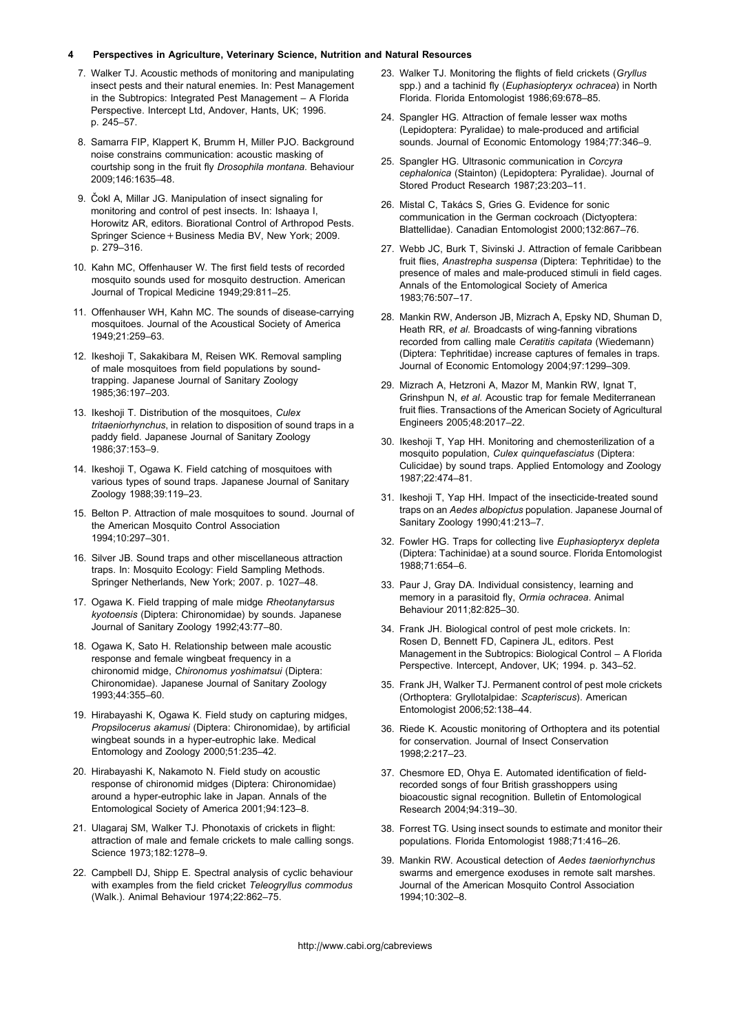7. Walker TJ. Acoustic methods of monitoring and manipulating insect pests and their natural enemies. In: Pest Management in the Subtropics: Integrated Pest Management – A Florida Perspective. Intercept Ltd, Andover, Hants, UK; 1996. p. 245–57.
8. Samarra FIP, Klappert K, Brumm H, Miller PJO. Background noise constrains communication: acoustic masking of courtship song in the fruit fly *Drosophila montana*. Behaviour 2009;146:1635–48.
9. Čokl A, Millar JG. Manipulation of insect signaling for monitoring and control of pest insects. In: Ishaaya I, Horowitz AR, editors. Biorational Control of Arthropod Pests. Springer Science + Business Media BV, New York; 2009. p. 279–316.
10. Kahn MC, Offenhauser W. The first field tests of recorded mosquito sounds used for mosquito destruction. American Journal of Tropical Medicine 1949;29:811–25.
11. Offenhauser WH, Kahn MC. The sounds of disease-carrying mosquitoes. Journal of the Acoustical Society of America 1949;21:259–63.
12. Ikeshoji T, Sakakibara M, Reisen WK. Removal sampling of male mosquitoes from field populations by sound-trapping. Japanese Journal of Sanitary Zoology 1985;36:197–203.
13. Ikeshoji T. Distribution of the mosquitoes, *Culex tritaeniorhynchus*, in relation to disposition of sound traps in a paddy field. Japanese Journal of Sanitary Zoology 1986;37:153–9.
14. Ikeshoji T, Ogawa K. Field catching of mosquitoes with various types of sound traps. Japanese Journal of Sanitary Zoology 1988;39:119–23.
15. Belton P. Attraction of male mosquitoes to sound. Journal of the American Mosquito Control Association 1994;10:297–301.
16. Silver JB. Sound traps and other miscellaneous attraction traps. In: Mosquito Ecology: Field Sampling Methods. Springer Netherlands, New York; 2007. p. 1027–48.
17. Ogawa K. Field trapping of male midge *Rheotanytarsus kyotoensis* (Diptera: Chironomidae) by sounds. Japanese Journal of Sanitary Zoology 1992;43:77–80.
18. Ogawa K, Sato H. Relationship between male acoustic response and female wingbeat frequency in a chironomid midge, *Chironomus yoshimatsui* (Diptera: Chironomidae). Japanese Journal of Sanitary Zoology 1993;44:355–60.
19. Hirabayashi K, Ogawa K. Field study on capturing midges, *Propsilocerus akamusi* (Diptera: Chironomidae), by artificial wingbeat sounds in a hyper-eutrophic lake. Medical Entomology and Zoology 2000;51:235–42.
20. Hirabayashi K, Nakamoto N. Field study on acoustic response of chironomid midges (Diptera: Chironomidae) around a hyper-eutrophic lake in Japan. Annals of the Entomological Society of America 2001;94:123–8.
21. Ulagaraj SM, Walker TJ. Phonotaxis of crickets in flight: attraction of male and female crickets to male calling songs. Science 1973;182:1278–9.
22. Campbell DJ, Shipp E. Spectral analysis of cyclic behaviour with examples from the field cricket *Teleogryllus commodus* (Walk.). Animal Behaviour 1974;22:862–75.
23. Walker TJ. Monitoring the flights of field crickets (*Gryllus* spp.) and a tachinid fly (*Euphasiopteryx ochracea*) in North Florida. Florida Entomologist 1986;69:678–85.
24. Spangler HG. Attraction of female lesser wax moths (Lepidoptera: Pyralidae) to male-produced and artificial sounds. Journal of Economic Entomology 1984;77:346–9.
25. Spangler HG. Ultrasonic communication in *Corcyra cephalonica* (Stainton) (Lepidoptera: Pyralidae). Journal of Stored Product Research 1987;23:203–11.
26. Mistal C, Takács S, Gries G. Evidence for sonic communication in the German cockroach (Dictyoptera: Blattellidae). Canadian Entomologist 2000;132:867–76.
27. Webb JC, Burk T, Sivinski J. Attraction of female Caribbean fruit flies, *Anastrepha suspensa* (Diptera: Tephritidae) to the presence of males and male-produced stimuli in field cages. Annals of the Entomological Society of America 1983;76:507–17.
28. Mankin RW, Anderson JB, Mizrach A, Epsky ND, Shuman D, Heath RR, *et al*. Broadcasts of wing-fanning vibrations recorded from calling male *Ceratitis capitata* (Wiedemann) (Diptera: Tephritidae) increase captures of females in traps. Journal of Economic Entomology 2004;97:1299–309.
29. Mizrach A, Hetzroni A, Mazor M, Mankin RW, Ignat T, Grinshpun N, *et al*. Acoustic trap for female Mediterranean fruit flies. Transactions of the American Society of Agricultural Engineers 2005;48:2017–22.
30. Ikeshoji T, Yap HH. Monitoring and chemosterilization of a mosquito population, *Culex quinquefasciatus* (Diptera: Culicidae) by sound traps. Applied Entomology and Zoology 1987;22:474–81.
31. Ikeshoji T, Yap HH. Impact of the insecticide-treated sound traps on an *Aedes albopictus* population. Japanese Journal of Sanitary Zoology 1990;41:213–7.
32. Fowler HG. Traps for collecting live *Euphasiopteryx depleta* (Diptera: Tachinidae) at a sound source. Florida Entomologist 1988;71:654–6.
33. Paur J, Gray DA. Individual consistency, learning and memory in a parasitoid fly, *Ormia ochracea*. Animal Behaviour 2011;82:825–30.
34. Frank JH. Biological control of pest mole crickets. In: Rosen D, Bennett FD, Capinera JL, editors. Pest Management in the Subtropics: Biological Control – A Florida Perspective. Intercept, Andover, UK; 1994. p. 343–52.
35. Frank JH, Walker TJ. Permanent control of pest mole crickets (Orthoptera: Gryllotalpidae: *Scapteriscus*). American Entomologist 2006;52:138–44.
36. Riede K. Acoustic monitoring of Orthoptera and its potential for conservation. Journal of Insect Conservation 1998;2:217–23.
37. Chesmore ED, Ohya E. Automated identification of field-recorded songs of four British grasshoppers using bioacoustic signal recognition. Bulletin of Entomological Research 2004;94:319–30.
38. Forrest TG. Using insect sounds to estimate and monitor their populations. Florida Entomologist 1988;71:416–26.
39. Mankin RW. Acoustical detection of *Aedes taeniorhynchus* swarms and emergence exoduses in remote salt marshes. Journal of the American Mosquito Control Association 1994;10:302–8.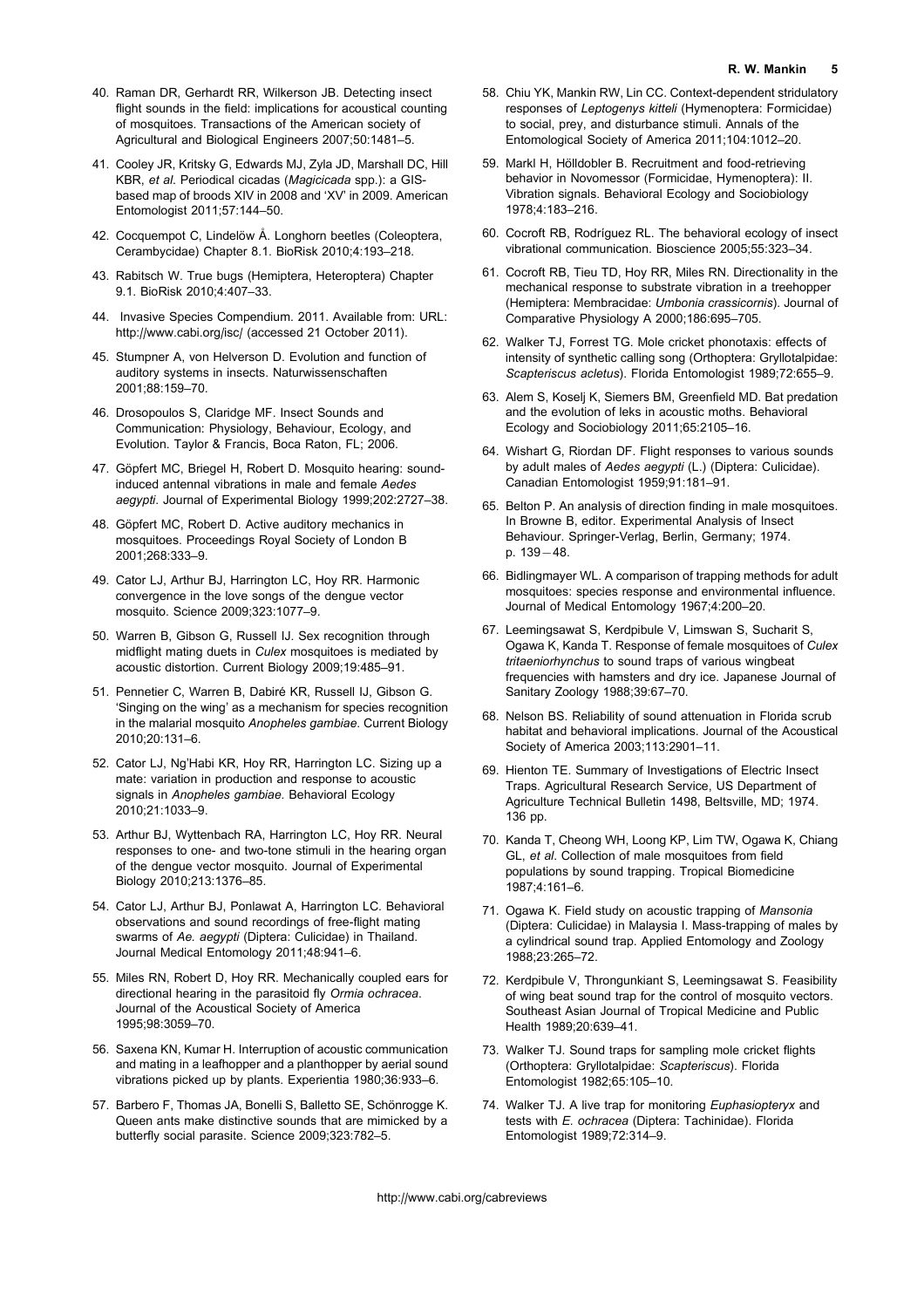40. Raman DR, Gerhardt RR, Wilkerson JB. Detecting insect flight sounds in the field: implications for acoustical counting of mosquitoes. Transactions of the American society of Agricultural and Biological Engineers 2007;50:1481–5.

41. Cooley JR, Kritsky G, Edwards MJ, Zyla JD, Marshall DC, Hill KBR, *et al.* Periodical cicadas (*Magicicada* spp.): a GIS-based map of broods XIV in 2008 and 'XV' in 2009. American Entomologist 2011;57:144–50.

42. Cocquempot C, Lindelöw Å. Longhorn beetles (Coleoptera, Cerambycidae) Chapter 8.1. BioRisk 2010;4:193–218.

43. Rabitsch W. True bugs (Hemiptera, Heteroptera) Chapter 9.1. BioRisk 2010;4:407–33.

44. Invasive Species Compendium. 2011. Available from: URL: http://www.cabi.org/isc/ (accessed 21 October 2011).

45. Stumpner A, von Helverson D. Evolution and function of auditory systems in insects. Naturwissenschaften 2001;88:159–70.

46. Drosopoulos S, Claridge MF. Insect Sounds and Communication: Physiology, Behaviour, Ecology, and Evolution. Taylor & Francis, Boca Raton, FL; 2006.

47. Göpfert MC, Briegel H, Robert D. Mosquito hearing: sound-induced antennal vibrations in male and female *Aedes aegypti*. Journal of Experimental Biology 1999;202:2727–38.

48. Göpfert MC, Robert D. Active auditory mechanics in mosquitoes. Proceedings Royal Society of London B 2001;268:333–9.

49. Cator LJ, Arthur BJ, Harrington LC, Hoy RR. Harmonic convergence in the love songs of the dengue vector mosquito. Science 2009;323:1077–9.

50. Warren B, Gibson G, Russell IJ. Sex recognition through midflight mating duets in *Culex* mosquitoes is mediated by acoustic distortion. Current Biology 2009;19:485–91.

51. Pennetier C, Warren B, Dabiré KR, Russell IJ, Gibson G. 'Singing on the wing' as a mechanism for species recognition in the malarial mosquito *Anopheles gambiae*. Current Biology 2010;20:131–6.

52. Cator LJ, Ng'Habi KR, Hoy RR, Harrington LC. Sizing up a mate: variation in production and response to acoustic signals in *Anopheles gambiae*. Behavioral Ecology 2010;21:1033–9.

53. Arthur BJ, Wyttenbach RA, Harrington LC, Hoy RR. Neural responses to one- and two-tone stimuli in the hearing organ of the dengue vector mosquito. Journal of Experimental Biology 2010;213:1376–85.

54. Cator LJ, Arthur BJ, Ponlawat A, Harrington LC. Behavioral observations and sound recordings of free-flight mating swarms of *Ae. aegypti* (Diptera: Culicidae) in Thailand. Journal Medical Entomology 2011;48:941–6.

55. Miles RN, Robert D, Hoy RR. Mechanically coupled ears for directional hearing in the parasitoid fly *Ormia ochracea*. Journal of the Acoustical Society of America 1995;98:3059–70.

56. Saxena KN, Kumar H. Interruption of acoustic communication and mating in a leafhopper and a planthopper by aerial sound vibrations picked up by plants. Experientia 1980;36:933–6.

57. Barbero F, Thomas JA, Bonelli S, Balletto SE, Schönrogge K. Queen ants make distinctive sounds that are mimicked by a butterfly social parasite. Science 2009;323:782–5.

58. Chiu YK, Mankin RW, Lin CC. Context-dependent stridulatory responses of *Leptogenys kitteli* (Hymenoptera: Formicidae) to social, prey, and disturbance stimuli. Annals of the Entomological Society of America 2011;104:1012–20.

59. Markl H, Hölldobler B. Recruitment and food-retrieving behavior in Novomessor (Formicidae, Hymenoptera): II. Vibration signals. Behavioral Ecology and Sociobiology 1978;4:183–216.

60. Cocroft RB, Rodríguez RL. The behavioral ecology of insect vibrational communication. Bioscience 2005;55:323–34.

61. Cocroft RB, Tieu TD, Hoy RR, Miles RN. Directionality in the mechanical response to substrate vibration in a treehopper (Hemiptera: Membracidae: *Umbonia crassicornis*). Journal of Comparative Physiology A 2000;186:695–705.

62. Walker TJ, Forrest TG. Mole cricket phonotaxis: effects of intensity of synthetic calling song (Orthoptera: Gryllotalpidae: *Scapteriscus acletus*). Florida Entomologist 1989;72:655–9.

63. Alem S, Koselj K, Siemers BM, Greenfield MD. Bat predation and the evolution of leks in acoustic moths. Behavioral Ecology and Sociobiology 2011;65:2105–16.

64. Wishart G, Riordan DF. Flight responses to various sounds by adult males of *Aedes aegypti* (L.) (Diptera: Culicidae). Canadian Entomologist 1959;91:181–91.

65. Belton P. An analysis of direction finding in male mosquitoes. In Browne B, editor. Experimental Analysis of Insect Behaviour. Springer-Verlag, Berlin, Germany; 1974. p. 139 – 48.

66. Bidlingmayer WL. A comparison of trapping methods for adult mosquitoes: species response and environmental influence. Journal of Medical Entomology 1967;4:200–20.

67. Leemingsawat S, Kerdpibule V, Limswan S, Sucharit S, Ogawa K, Kanda T. Response of female mosquitoes of *Culex tritaeniorhynchus* to sound traps of various wingbeat frequencies with hamsters and dry ice. Japanese Journal of Sanitary Zoology 1988;39:67–70.

68. Nelson BS. Reliability of sound attenuation in Florida scrub habitat and behavioral implications. Journal of the Acoustical Society of America 2003;113:2901–11.

69. Hienton TE. Summary of Investigations of Electric Insect Traps. Agricultural Research Service, US Department of Agriculture Technical Bulletin 1498, Beltsville, MD; 1974. 136 pp.

70. Kanda T, Cheong WH, Loong KP, Lim TW, Ogawa K, Chiang GL, *et al*. Collection of male mosquitoes from field populations by sound trapping. Tropical Biomedicine 1987;4:161–6.

71. Ogawa K. Field study on acoustic trapping of *Mansonia* (Diptera: Culicidae) in Malaysia I. Mass-trapping of males by a cylindrical sound trap. Applied Entomology and Zoology 1988;23:265–72.

72. Kerdpibule V, Throngunkiant S, Leemingsawat S. Feasibility of wing beat sound trap for the control of mosquito vectors. Southeast Asian Journal of Tropical Medicine and Public Health 1989;20:639–41.

73. Walker TJ. Sound traps for sampling mole cricket flights (Orthoptera: Gryllotalpidae: *Scapteriscus*). Florida Entomologist 1982;65:105–10.

74. Walker TJ. A live trap for monitoring *Euphasiopteryx* and tests with *E. ochracea* (Diptera: Tachinidae). Florida Entomologist 1989;72:314–9.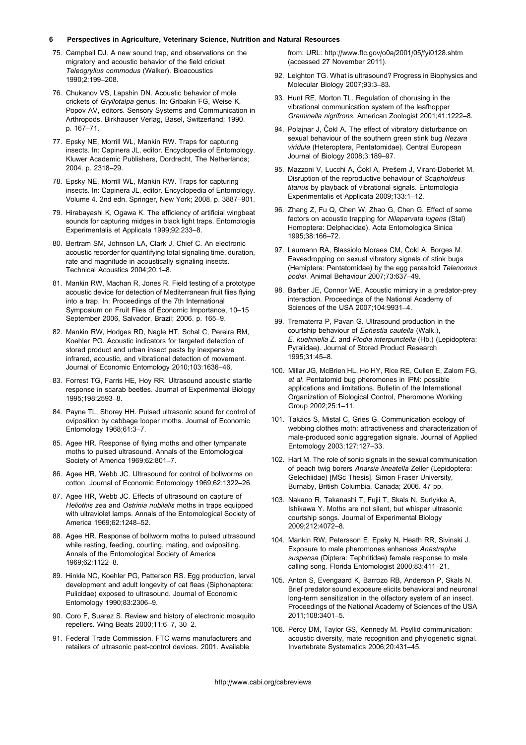75. Campbell DJ. A new sound trap, and observations on the migratory and acoustic behavior of the field cricket *Teleogryllus commodus* (Walker). Bioacoustics 1990;2:199–208.

76. Chukanov VS, Lapshin DN. Acoustic behavior of mole crickets of *Gryllotalpa* genus. In: Gribakin FG, Weise K, Popov AV, editors. Sensory Systems and Communication in Arthropods. Birkhauser Verlag, Basel, Switzerland; 1990. p. 167–71.

77. Epsky NE, Morrill WL, Mankin RW. Traps for capturing insects. In: Capinera JL, editor. Encyclopedia of Entomology. Kluwer Academic Publishers, Dordrecht, The Netherlands; 2004. p. 2318–29.

78. Epsky NE, Morrill WL, Mankin RW. Traps for capturing insects. In: Capinera JL, editor. Encyclopedia of Entomology. Volume 4. 2nd edn. Springer, New York; 2008. p. 3887–901.

79. Hirabayashi K, Ogawa K. The efficiency of artificial wingbeat sounds for capturing midges in black light traps. Entomologia Experimentalis et Applicata 1999;92:233–8.

80. Bertram SM, Johnson LA, Clark J, Chief C. An electronic acoustic recorder for quantifying total signaling time, duration, rate and magnitude in acoustically signaling insects. Technical Acoustics 2004;20:1–8.

81. Mankin RW, Machan R, Jones R. Field testing of a prototype acoustic device for detection of Mediterranean fruit flies flying into a trap. In: Proceedings of the 7th International Symposium on Fruit Flies of Economic Importance, 10–15 September 2006, Salvador, Brazil; 2006. p. 165–9.

82. Mankin RW, Hodges RD, Nagle HT, Schal C, Pereira RM, Koehler PG. Acoustic indicators for targeted detection of stored product and urban insect pests by inexpensive infrared, acoustic, and vibrational detection of movement. Journal of Economic Entomology 2010;103:1636–46.

83. Forrest TG, Farris HE, Hoy RR. Ultrasound acoustic startle response in scarab beetles. Journal of Experimental Biology 1995;198:2593–8.

84. Payne TL, Shorey HH. Pulsed ultrasonic sound for control of oviposition by cabbage looper moths. Journal of Economic Entomology 1968;61:3–7.

85. Agee HR. Response of flying moths and other tympanate moths to pulsed ultrasound. Annals of the Entomological Society of America 1969;62:801–7.

86. Agee HR, Webb JC. Ultrasound for control of bollworms on cotton. Journal of Economic Entomology 1969;62:1322–26.

87. Agee HR, Webb JC. Effects of ultrasound on capture of *Heliothis zea* and *Ostrinia nubilalis* moths in traps equipped with ultraviolet lamps. Annals of the Entomological Society of America 1969;62:1248–52.

88. Agee HR. Response of bollworm moths to pulsed ultrasound while resting, feeding, courting, mating, and ovipositing. Annals of the Entomological Society of America 1969;62:1122–8.

89. Hinkle NC, Koehler PG, Patterson RS. Egg production, larval development and adult longevity of cat fleas (Siphonaptera: Pulicidae) exposed to ultrasound. Journal of Economic Entomology 1990;83:2306–9.

90. Coro F, Suarez S. Review and history of electronic mosquito repellers. Wing Beats 2000;11:6–7, 30–2.

91. Federal Trade Commission. FTC warns manufacturers and retailers of ultrasonic pest-control devices. 2001. Available from: URL: http://www.ftc.gov/o0a/2001/05/fyi0128.shtm (accessed 27 November 2011).

92. Leighton TG. What is ultrasound? Progress in Biophysics and Molecular Biology 2007;93:3–83.

93. Hunt RE, Morton TL. Regulation of chorusing in the vibrational communication system of the leafhopper *Graminella nigrifrons*. American Zoologist 2001;41:1222–8.

94. Polajnar J, Čokl A. The effect of vibratory disturbance on sexual behaviour of the southern green stink bug *Nezara viridula* (Heteroptera, Pentatomidae). Central European Journal of Biology 2008;3:189–97.

95. Mazzoni V, Lucchi A, Čokl A, Prešem J, Virant-Doberlet M. Disruption of the reproductive behaviour of *Scaphoideus titanus* by playback of vibrational signals. Entomologia Experimentalis et Applicata 2009;133:1–12.

96. Zhang Z, Fu Q, Chen W, Zhao G, Chen G. Effect of some factors on acoustic trapping for *Nilaparvata lugens* (Stal) Homoptera: Delphacidae). Acta Entomologica Sinica 1995;38:166–72.

97. Laumann RA, Blassiolo Moraes CM, Čokl A, Borges M. Eavesdropping on sexual vibratory signals of stink bugs (Hemiptera: Pentatomidae) by the egg parasitoid *Telenomus podisi*. Animal Behaviour 2007;73:637–49.

98. Barber JE, Connor WE. Acoustic mimicry in a predator-prey interaction. Proceedings of the National Academy of Sciences of the USA 2007;104:9931–4.

99. Trematerra P, Pavan G. Ultrasound production in the courtship behaviour of *Ephestia cautella* (Walk.), *E. kuehniella* Z. and *Plodia interpunctella* (Hb.) (Lepidoptera: Pyralidae). Journal of Stored Product Research 1995;31:45–8.

100. Millar JG, McBrien HL, Ho HY, Rice RE, Cullen E, Zalom FG, *et al*. Pentatomid bug pheromones in IPM: possible applications and limitations. Bulletin of the International Organization of Biological Control, Pheromone Working Group 2002;25:1–11.

101. Takács S, Mistal C, Gries G. Communication ecology of webbing clothes moth: attractiveness and characterization of male-produced sonic aggregation signals. Journal of Applied Entomology 2003;127:127–33.

102. Hart M. The role of sonic signals in the sexual communication of peach twig borers *Anarsia lineatella* Zeller (Lepidoptera: Gelechiidae) [MSc Thesis]. Simon Fraser University, Burnaby, British Columbia, Canada; 2006. 47 pp.

103. Nakano R, Takanashi T, Fujii T, Skals N, Surlykke A, Ishikawa Y. Moths are not silent, but whisper ultrasonic courtship songs. Journal of Experimental Biology 2009;212:4072–8.

104. Mankin RW, Petersson E, Epsky N, Heath RR, Sivinski J. Exposure to male pheromones enhances *Anastrepha suspensa* (Diptera: Tephritidae) female response to male calling song. Florida Entomologist 2000;83:411–21.

105. Anton S, Evengaard K, Barrozo RB, Anderson P, Skals N. Brief predator sound exposure elicits behavioral and neuronal long-term sensitization in the olfactory system of an insect. Proceedings of the National Academy of Sciences of the USA 2011;108:3401–5.

106. Percy DM, Taylor GS, Kennedy M. Psyllid communication: acoustic diversity, mate recognition and phylogenetic signal. Invertebrate Systematics 2006;20:431–45.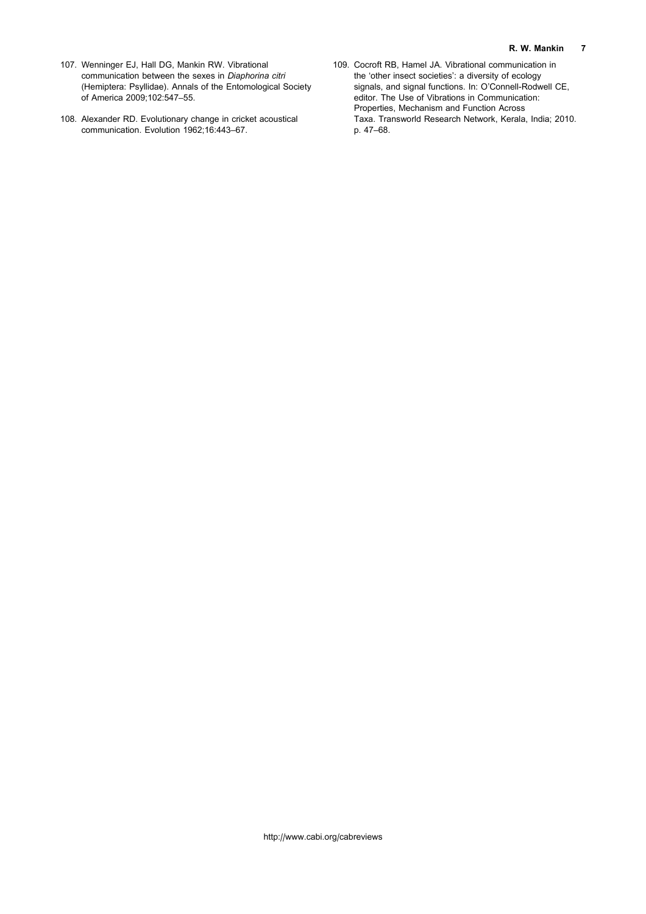107. Wenninger EJ, Hall DG, Mankin RW. Vibrational communication between the sexes in *Diaphorina citri* (Hemiptera: Psyllidae). Annals of the Entomological Society of America 2009;102:547–55.

108. Alexander RD. Evolutionary change in cricket acoustical communication. Evolution 1962;16:443–67.

109. Cocroft RB, Hamel JA. Vibrational communication in the 'other insect societies': a diversity of ecology signals, and signal functions. In: O'Connell-Rodwell CE, editor. The Use of Vibrations in Communication: Properties, Mechanism and Function Across Taxa. Transworld Research Network, Kerala, India; 2010. p. 47–68.